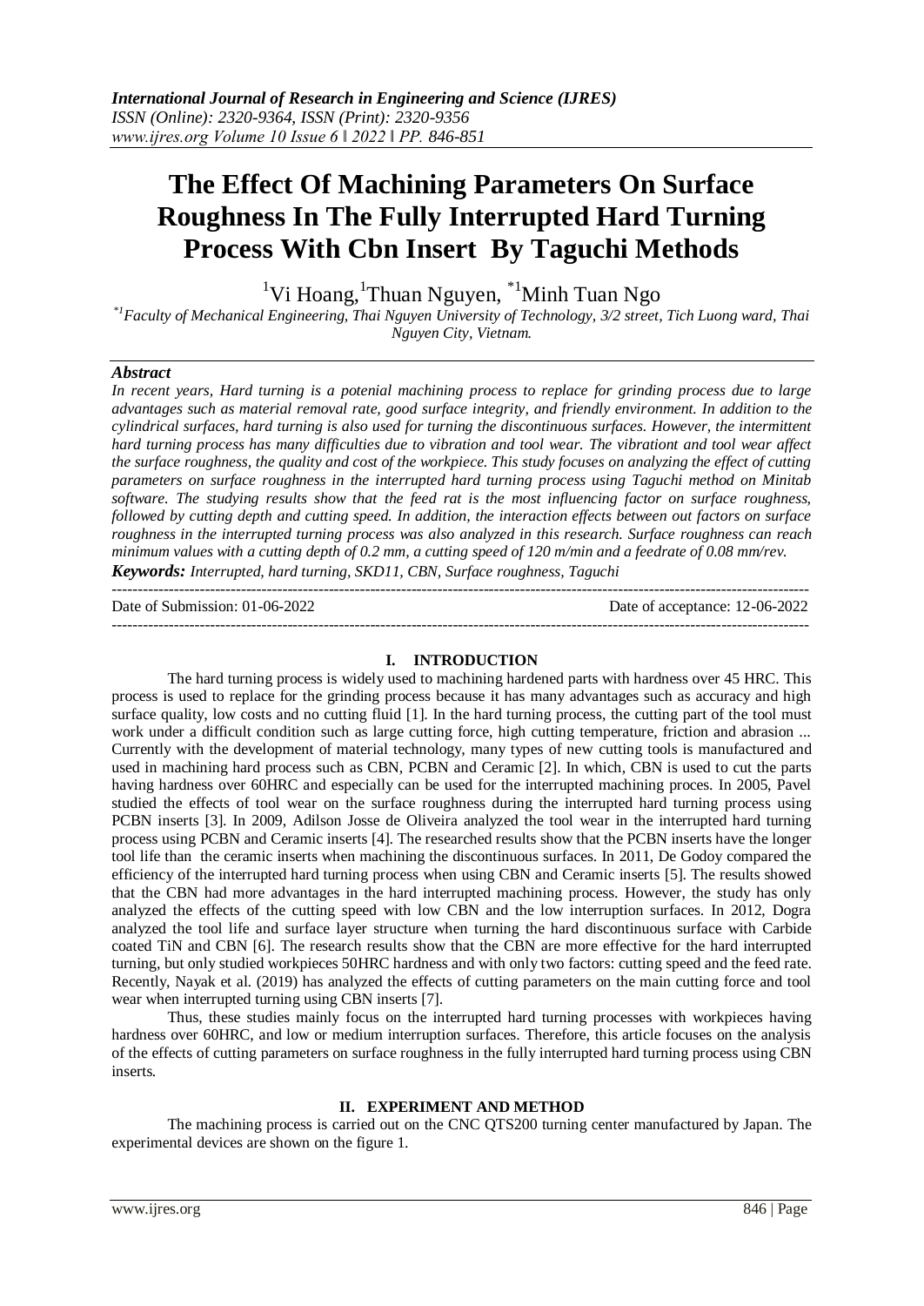# The Effect Of Machining Parameters On Surface Roughness In The Fully Interrupted Hard Turning Process With Cbn Insert By Taguchi Methods

[1]Vi Hoang, [1]Thuan Nguyen, [*1]Minh Tuan Ngo

*[*1]Faculty of Mechanical Engineering, Thai Nguyen University of Technology, 3/2 street, Tich Luong ward, Thai Nguyen City, Vietnam.*

### *Abstract*

*In recent years, Hard turning is a potenial machining process to replace for grinding process due to large advantages such as material removal rate, good surface integrity, and friendly environment. In addition to the cylindrical surfaces, hard turning is also used for turning the discontinuous surfaces. However, the intermittent hard turning process has many difficulties due to vibration and tool wear. The vibrationt and tool wear affect the surface roughness, the quality and cost of the workpiece. This study focuses on analyzing the effect of cutting parameters on surface roughness in the interrupted hard turning process using Taguchi method on Minitab software. The studying results show that the feed rat is the most influencing factor on surface roughness, followed by cutting depth and cutting speed. In addition, the interaction effects between out factors on surface roughness in the interrupted turning process was also analyzed in this research. Surface roughness can reach minimum values with a cutting depth of 0.2 mm, a cutting speed of 120 m/min and a feedrate of 0.08 mm/rev.*

***Keywords:** Interrupted, hard turning, SKD11, CBN, Surface roughness, Taguchi*

---

Date of Submission: 01-06-2022 | Date of acceptance: 12-06-2022

---

## I. INTRODUCTION

The hard turning process is widely used to machining hardened parts with hardness over 45 HRC. This process is used to replace for the grinding process because it has many advantages such as accuracy and high surface quality, low costs and no cutting fluid [1]. In the hard turning process, the cutting part of the tool must work under a difficult condition such as large cutting force, high cutting temperature, friction and abrasion ... Currently with the development of material technology, many types of new cutting tools is manufactured and used in machining hard process such as CBN, PCBN and Ceramic [2]. In which, CBN is used to cut the parts having hardness over 60HRC and especially can be used for the interrupted machining proces. In 2005, Pavel studied the effects of tool wear on the surface roughness during the interrupted hard turning process using PCBN inserts [3]. In 2009, Adilson Josse de Oliveira analyzed the tool wear in the interrupted hard turning process using PCBN and Ceramic inserts [4]. The researched results show that the PCBN inserts have the longer tool life than the ceramic inserts when machining the discontinuous surfaces. In 2011, De Godoy compared the efficiency of the interrupted hard turning process when using CBN and Ceramic inserts [5]. The results showed that the CBN had more advantages in the hard interrupted machining process. However, the study has only analyzed the effects of the cutting speed with low CBN and the low interruption surfaces. In 2012, Dogra analyzed the tool life and surface layer structure when turning the hard discontinuous surface with Carbide coated TiN and CBN [6]. The research results show that the CBN are more effective for the hard interrupted turning, but only studied workpieces 50HRC hardness and with only two factors: cutting speed and the feed rate. Recently, Nayak et al. (2019) has analyzed the effects of cutting parameters on the main cutting force and tool wear when interrupted turning using CBN inserts [7].

Thus, these studies mainly focus on the interrupted hard turning processes with workpieces having hardness over 60HRC, and low or medium interruption surfaces. Therefore, this article focuses on the analysis of the effects of cutting parameters on surface roughness in the fully interrupted hard turning process using CBN inserts.

## II. EXPERIMENT AND METHOD

The machining process is carried out on the CNC QTS200 turning center manufactured by Japan. The experimental devices are shown on the figure 1.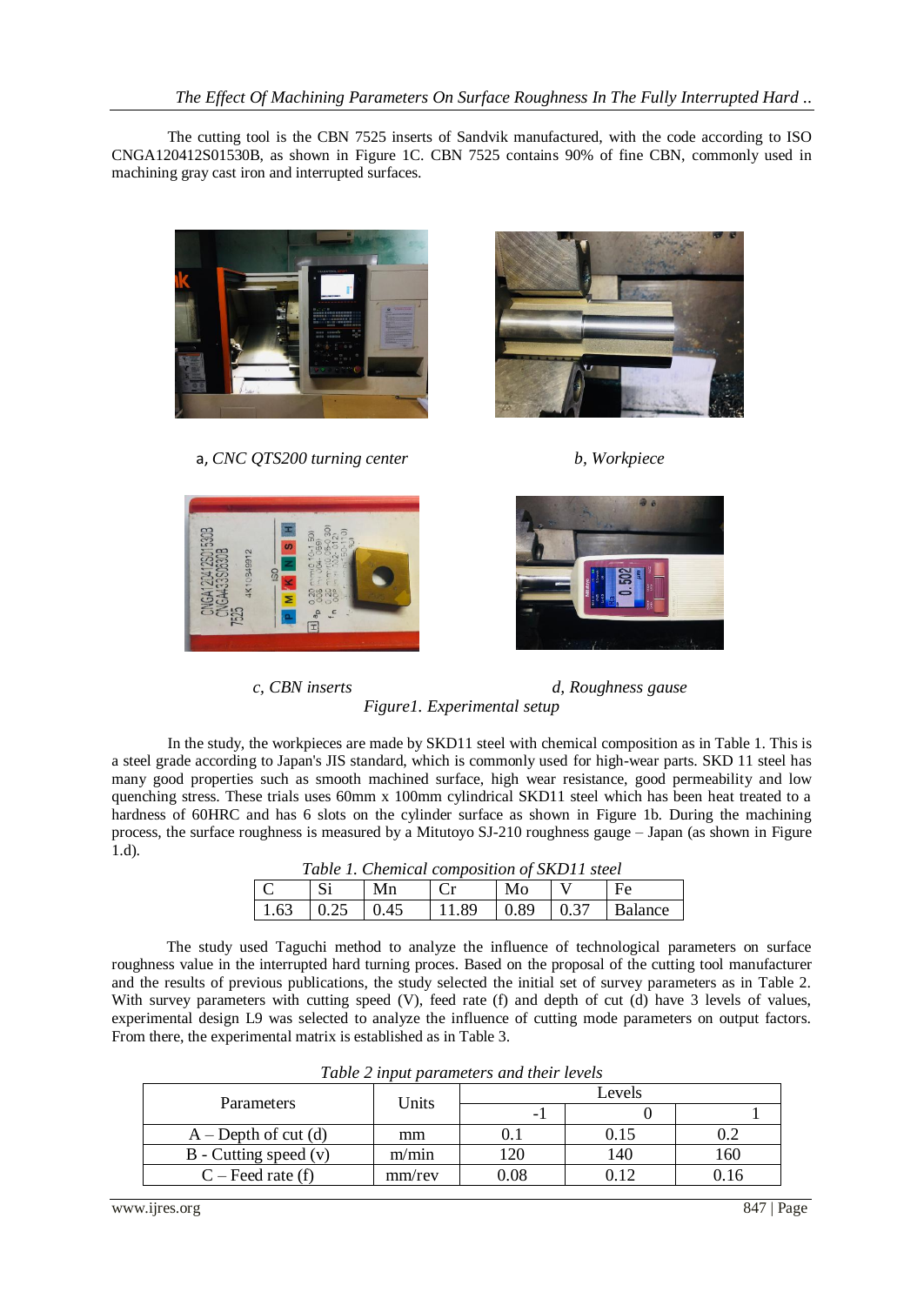The cutting tool is the CBN 7525 inserts of Sandvik manufactured, with the code according to ISO CNGA120412S01530B, as shown in Figure 1C. CBN 7525 contains 90% of fine CBN, commonly used in machining gray cast iron and interrupted surfaces.

a, *CNC QTS200 turning center*

b, *Workpiece*

c, *CBN inserts*

d, *Roughness gause*

*Figure1. Experimental setup*

In the study, the workpieces are made by SKD11 steel with chemical composition as in Table 1. This is a steel grade according to Japan's JIS standard, which is commonly used for high-wear parts. SKD 11 steel has many good properties such as smooth machined surface, high wear resistance, good permeability and low quenching stress. These trials uses 60mm x 100mm cylindrical SKD11 steel which has been heat treated to a hardness of 60HRC and has 6 slots on the cylinder surface as shown in Figure 1b. During the machining process, the surface roughness is measured by a Mitutoyo SJ-210 roughness gauge – Japan (as shown in Figure 1.d).

*Table 1. Chemical composition of SKD11 steel*

| C | Si | Mn | Cr | Mo | V | Fe |
|---|---|---|---|---|---|---|
| 1.63 | 0.25 | 0.45 | 11.89 | 0.89 | 0.37 | Balance |

The study used Taguchi method to analyze the influence of technological parameters on surface roughness value in the interrupted hard turning proces. Based on the proposal of the cutting tool manufacturer and the results of previous publications, the study selected the initial set of survey parameters as in Table 2. With survey parameters with cutting speed (V), feed rate (f) and depth of cut (d) have 3 levels of values, experimental design L9 was selected to analyze the influence of cutting mode parameters on output factors. From there, the experimental matrix is established as in Table 3.

*Table 2 input parameters and their levels*

| Parameters | Units | Levels | | |
|---|---|---|---|---|
| | | -1 | 0 | 1 |
| A – Depth of cut (d) | mm | 0.1 | 0.15 | 0.2 |
| B - Cutting speed (v) | m/min | 120 | 140 | 160 |
| C – Feed rate (f) | mm/rev | 0.08 | 0.12 | 0.16 |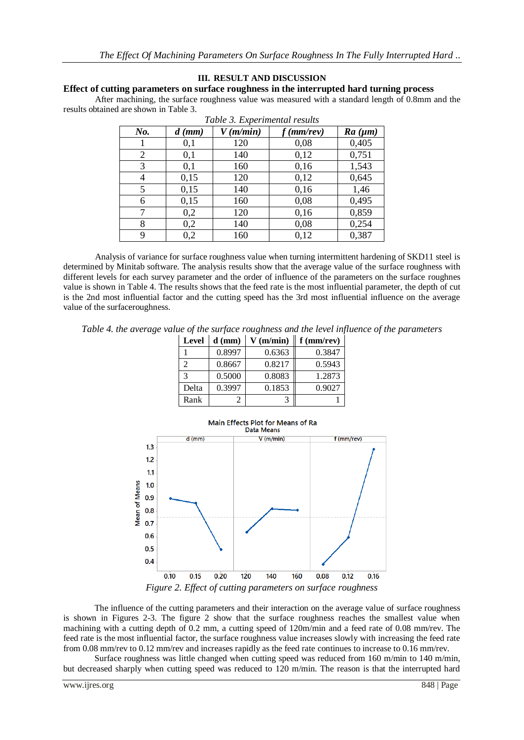## III. RESULT AND DISCUSSION

### Effect of cutting parameters on surface roughness in the interrupted hard turning process

After machining, the surface roughness value was measured with a standard length of 0.8mm and the results obtained are shown in Table 3.

*Table 3. Experimental results*

| No. | d (mm) | V (m/min) | f (mm/rev) | Ra (μm) |
|---|---|---|---|---|
| 1 | 0,1 | 120 | 0,08 | 0,405 |
| 2 | 0,1 | 140 | 0,12 | 0,751 |
| 3 | 0,1 | 160 | 0,16 | 1,543 |
| 4 | 0,15 | 120 | 0,12 | 0,645 |
| 5 | 0,15 | 140 | 0,16 | 1,46 |
| 6 | 0,15 | 160 | 0,08 | 0,495 |
| 7 | 0,2 | 120 | 0,16 | 0,859 |
| 8 | 0,2 | 140 | 0,08 | 0,254 |
| 9 | 0,2 | 160 | 0,12 | 0,387 |

Analysis of variance for surface roughness value when turning intermittent hardening of SKD11 steel is determined by Minitab software. The analysis results show that the average value of the surface roughness with different levels for each survey parameter and the order of influence of the parameters on the surface roughnes value is shown in Table 4. The results shows that the feed rate is the most influential parameter, the depth of cut is the 2nd most influential factor and the cutting speed has the 3rd most influential influence on the average value of the surfaceroughness.

*Table 4. the average value of the surface roughness and the level influence of the parameters*

| Level | d (mm) | V (m/min) | f (mm/rev) |
|---|---|---|---|
| 1 | 0.8997 | 0.6363 | 0.3847 |
| 2 | 0.8667 | 0.8217 | 0.5943 |
| 3 | 0.5000 | 0.8083 | 1.2873 |
| Delta | 0.3997 | 0.1853 | 0.9027 |
| Rank | 2 | 3 | 1 |

*Figure 2. Effect of cutting parameters on surface roughness*

The influence of the cutting parameters and their interaction on the average value of surface roughness is shown in Figures 2-3. The figure 2 show that the surface roughness reaches the smallest value when machining with a cutting depth of 0.2 mm, a cutting speed of 120m/min and a feed rate of 0.08 mm/rev. The feed rate is the most influential factor, the surface roughness value increases slowly with increasing the feed rate from 0.08 mm/rev to 0.12 mm/rev and increases rapidly as the feed rate continues to increase to 0.16 mm/rev.

Surface roughness was little changed when cutting speed was reduced from 160 m/min to 140 m/min, but decreased sharply when cutting speed was reduced to 120 m/min. The reason is that the interrupted hard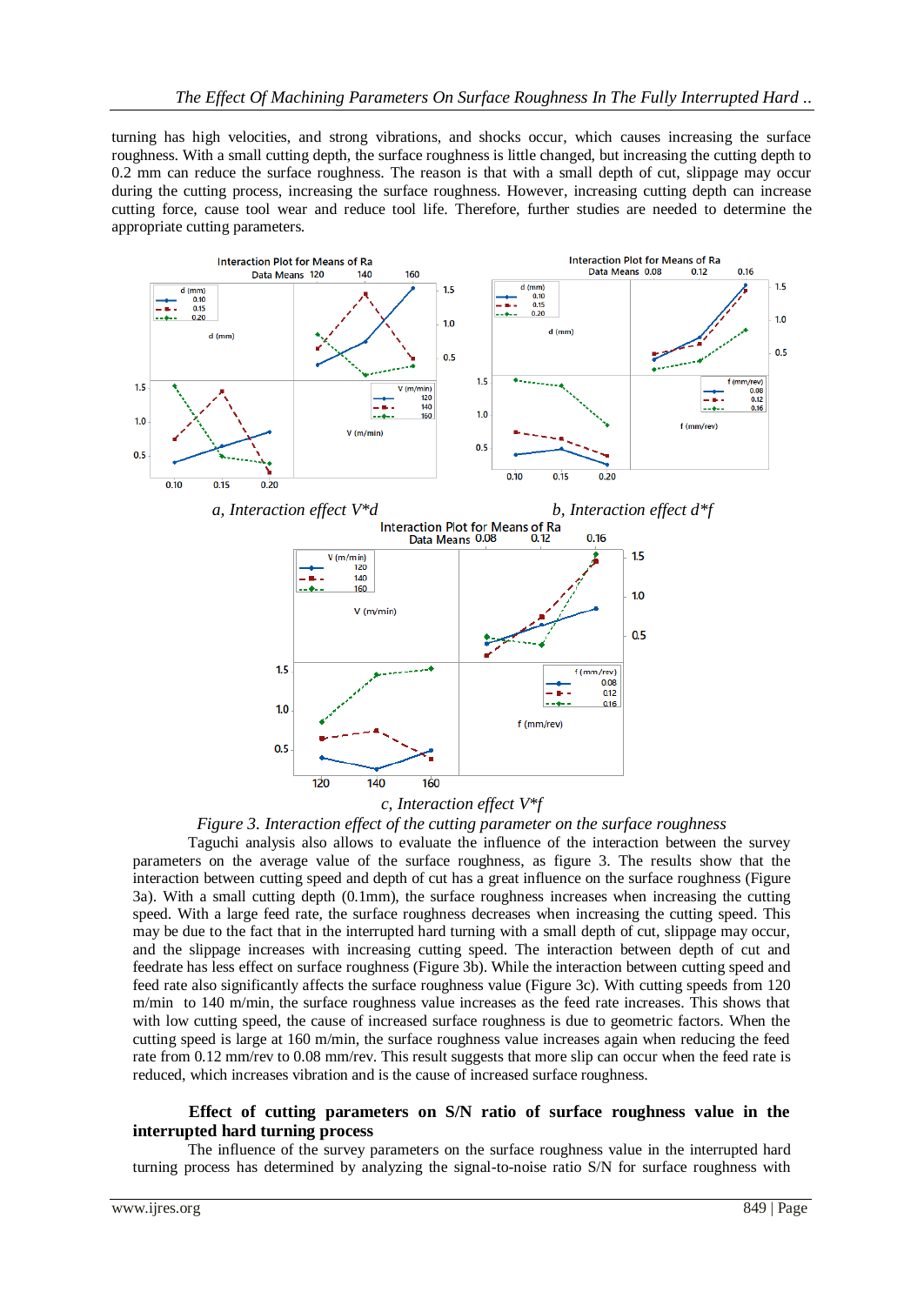turning has high velocities, and strong vibrations, and shocks occur, which causes increasing the surface roughness. With a small cutting depth, the surface roughness is little changed, but increasing the cutting depth to 0.2 mm can reduce the surface roughness. The reason is that with a small depth of cut, slippage may occur during the cutting process, increasing the surface roughness. However, increasing cutting depth can increase cutting force, cause tool wear and reduce tool life. Therefore, further studies are needed to determine the appropriate cutting parameters.

*a, Interaction effect V\*d*

*b, Interaction effect d\*f*

*c, Interaction effect V\*f*

*Figure 3. Interaction effect of the cutting parameter on the surface roughness*

Taguchi analysis also allows to evaluate the influence of the interaction between the survey parameters on the average value of the surface roughness, as figure 3. The results show that the interaction between cutting speed and depth of cut has a great influence on the surface roughness (Figure 3a). With a small cutting depth (0.1mm), the surface roughness increases when increasing the cutting speed. With a large feed rate, the surface roughness decreases when increasing the cutting speed. This may be due to the fact that in the interrupted hard turning with a small depth of cut, slippage may occur, and the slippage increases with increasing cutting speed. The interaction between depth of cut and feedrate has less effect on surface roughness (Figure 3b). While the interaction between cutting speed and feed rate also significantly affects the surface roughness value (Figure 3c). With cutting speeds from 120 m/min to 140 m/min, the surface roughness value increases as the feed rate increases. This shows that with low cutting speed, the cause of increased surface roughness is due to geometric factors. When the cutting speed is large at 160 m/min, the surface roughness value increases again when reducing the feed rate from 0.12 mm/rev to 0.08 mm/rev. This result suggests that more slip can occur when the feed rate is reduced, which increases vibration and is the cause of increased surface roughness.

**Effect of cutting parameters on S/N ratio of surface roughness value in the interrupted hard turning process**

The influence of the survey parameters on the surface roughness value in the interrupted hard turning process has determined by analyzing the signal-to-noise ratio S/N for surface roughness with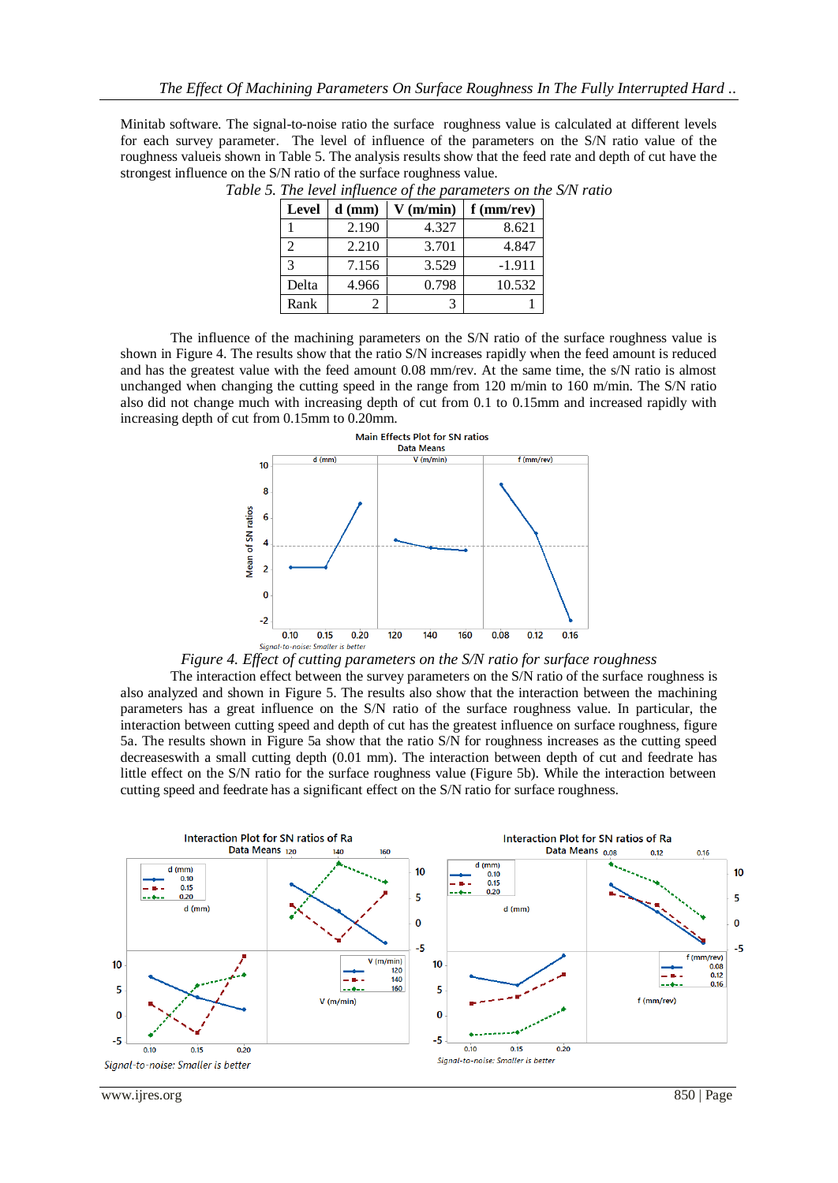Minitab software. The signal-to-noise ratio the surface roughness value is calculated at different levels for each survey parameter. The level of influence of the parameters on the S/N ratio value of the roughness valueis shown in Table 5. The analysis results show that the feed rate and depth of cut have the strongest influence on the S/N ratio of the surface roughness value.

*Table 5. The level influence of the parameters on the S/N ratio*

| Level | d (mm) | V (m/min) | f (mm/rev) |
|---|---|---|---|
| 1 | 2.190 | 4.327 | 8.621 |
| 2 | 2.210 | 3.701 | 4.847 |
| 3 | 7.156 | 3.529 | -1.911 |
| Delta | 4.966 | 0.798 | 10.532 |
| Rank | 2 | 3 | 1 |

The influence of the machining parameters on the S/N ratio of the surface roughness value is shown in Figure 4. The results show that the ratio S/N increases rapidly when the feed amount is reduced and has the greatest value with the feed amount 0.08 mm/rev. At the same time, the s/N ratio is almost unchanged when changing the cutting speed in the range from 120 m/min to 160 m/min. The S/N ratio also did not change much with increasing depth of cut from 0.1 to 0.15mm and increased rapidly with increasing depth of cut from 0.15mm to 0.20mm.

*Figure 4. Effect of cutting parameters on the S/N ratio for surface roughness*

The interaction effect between the survey parameters on the S/N ratio of the surface roughness is also analyzed and shown in Figure 5. The results also show that the interaction between the machining parameters has a great influence on the S/N ratio of the surface roughness value. In particular, the interaction between cutting speed and depth of cut has the greatest influence on surface roughness, figure 5a. The results shown in Figure 5a show that the ratio S/N for roughness increases as the cutting speed decreaseswith a small cutting depth (0.01 mm). The interaction between depth of cut and feedrate has little effect on the S/N ratio for the surface roughness value (Figure 5b). While the interaction between cutting speed and feedrate has a significant effect on the S/N ratio for surface roughness.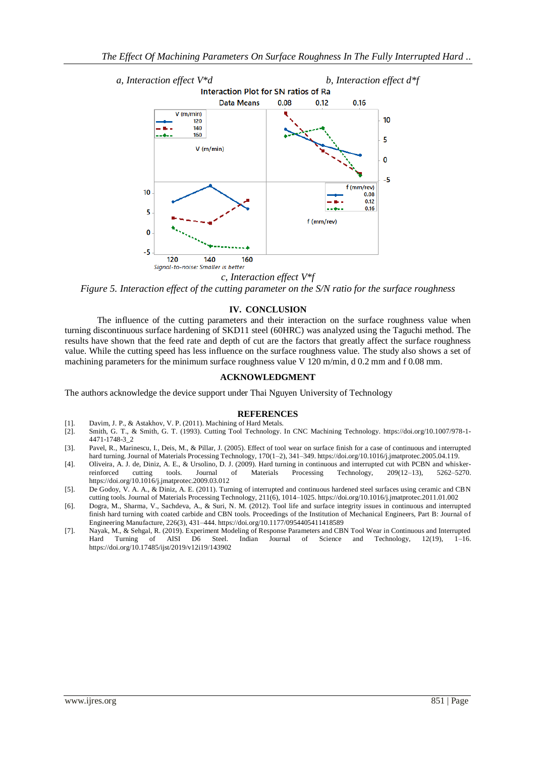*a, Interaction effect V*d*

*b, Interaction effect d*f*

Interaction Plot for SN ratios of Ra

Data Means

0.08 0.12 0.16

V (m/min)

120

140

160

10

5

0

-5

f (mm/rev)

0.08

0.12

0.16

V (m/min)

f (mm/rev)

10

5

0

-5

120 140 160

Signal-to-noise: Smaller is better

*c, Interaction effect V*f*

*Figure 5. Interaction effect of the cutting parameter on the S/N ratio for the surface roughness*

## IV. CONCLUSION

The influence of the cutting parameters and their interaction on the surface roughness value when turning discontinuous surface hardening of SKD11 steel (60HRC) was analyzed using the Taguchi method. The results have shown that the feed rate and depth of cut are the factors that greatly affect the surface roughness value. While the cutting speed has less influence on the surface roughness value. The study also shows a set of machining parameters for the minimum surface roughness value V 120 m/min, d 0.2 mm and f 0.08 mm.

## ACKNOWLEDGMENT

The authors acknowledge the device support under Thai Nguyen University of Technology

## REFERENCES

[1]. Davim, J. P., & Astakhov, V. P. (2011). Machining of Hard Metals.

[2]. Smith, G. T., & Smith, G. T. (1993). Cutting Tool Technology. In CNC Machining Technology. https://doi.org/10.1007/978-1-4471-1748-3_2

[3]. Pavel, R., Marinescu, I., Deis, M., & Pillar, J. (2005). Effect of tool wear on surface finish for a case of continuous and interrupted hard turning. Journal of Materials Processing Technology, 170(1–2), 341–349. https://doi.org/10.1016/j.jmatprotec.2005.04.119.

[4]. Oliveira, A. J. de, Diniz, A. E., & Ursolino, D. J. (2009). Hard turning in continuous and interrupted cut with PCBN and whisker-reinforced cutting tools. Journal of Materials Processing Technology, 209(12–13), 5262–5270. https://doi.org/10.1016/j.jmatprotec.2009.03.012

[5]. De Godoy, V. A. A., & Diniz, A. E. (2011). Turning of interrupted and continuous hardened steel surfaces using ceramic and CBN cutting tools. Journal of Materials Processing Technology, 211(6), 1014–1025. https://doi.org/10.1016/j.jmatprotec.2011.01.002

[6]. Dogra, M., Sharma, V., Sachdeva, A., & Suri, N. M. (2012). Tool life and surface integrity issues in continuous and interrupted finish hard turning with coated carbide and CBN tools. Proceedings of the Institution of Mechanical Engineers, Part B: Journal of Engineering Manufacture, 226(3), 431–444. https://doi.org/10.1177/0954405411418589

[7]. Nayak, M., & Sehgal, R. (2019). Experiment Modeling of Response Parameters and CBN Tool Wear in Continuous and Interrupted Hard Turning of AISI D6 Steel. Indian Journal of Science and Technology, 12(19), 1–16. https://doi.org/10.17485/ijst/2019/v12i19/143902